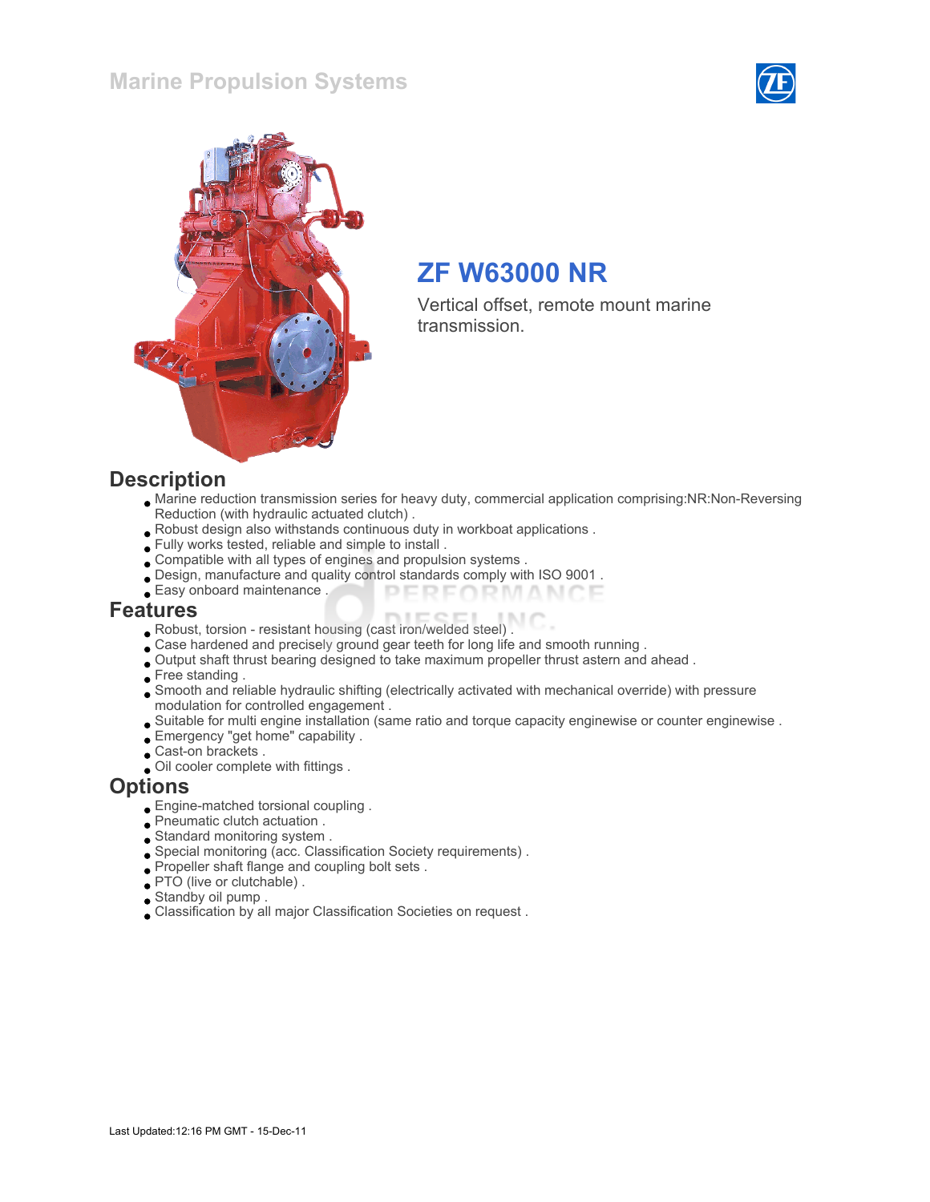Marine Propulsion Systems

# ZF W63000 NR

Vertical offset, remote mount marine transmission.

## Description

- Marine reduction transmission series for heavy duty, commercial application comprising:NR:Non-Reversing Reduction (with hydraulic actuated clutch) .
- Robust design also withstands continuous duty in workboat applications .
- Fully works tested, reliable and simple to install .
- Compatible with all types of engines and propulsion systems .
- Design, manufacture and quality control standards comply with ISO 9001 .
- Easy onboard maintenance .

## Features

- Robust, torsion - resistant housing (cast iron/welded steel) .
- Case hardened and precisely ground gear teeth for long life and smooth running .
- Output shaft thrust bearing designed to take maximum propeller thrust astern and ahead .
- Free standing .
- Smooth and reliable hydraulic shifting (electrically activated with mechanical override) with pressure modulation for controlled engagement .
- Suitable for multi engine installation (same ratio and torque capacity enginewise or counter enginewise .
- Emergency "get home" capability .
- Cast-on brackets .
- Oil cooler complete with fittings .

## Options

- Engine-matched torsional coupling .
- Pneumatic clutch actuation .
- Standard monitoring system .
- Special monitoring (acc. Classification Society requirements) .
- Propeller shaft flange and coupling bolt sets .
- PTO (live or clutchable) .
- Standby oil pump .
- Classification by all major Classification Societies on request .

Last Updated:12:16 PM GMT - 15-Dec-11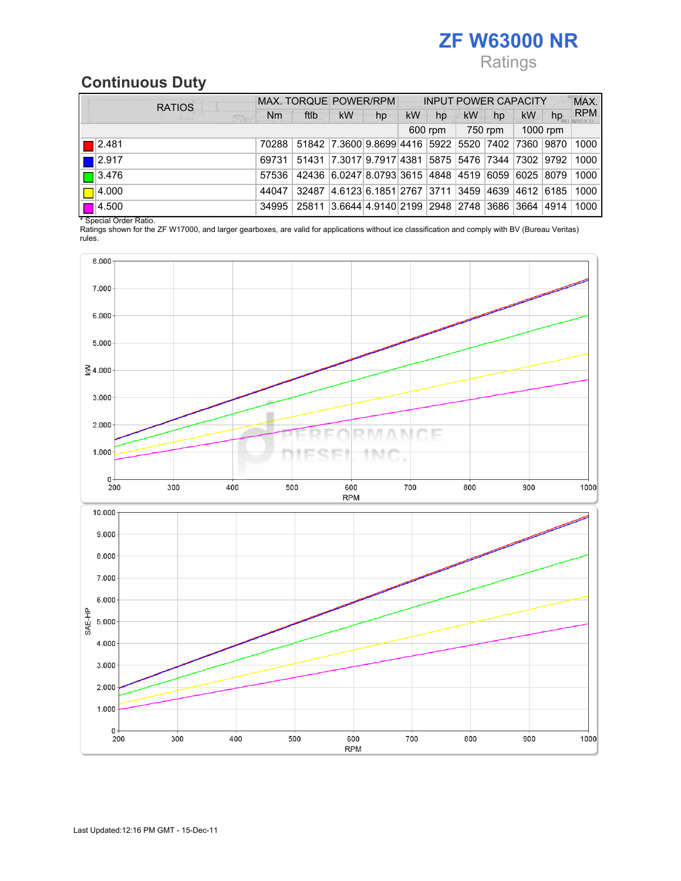# ZF W63000 NR

Ratings

## Continuous Duty

| RATIOS | MAX. TORQUE | | POWER/RPM | | INPUT POWER CAPACITY | | | | | | MAX. RPM |
|---|---|---|---|---|---|---|---|---|---|---|---|
| | Nm | ftlb | kW | hp | kW | hp | kW | hp | kW | hp | |
| | | | | | 600 rpm | | 750 rpm | | 1000 rpm | | |
| 2.481 | 70288 | 51842 | 7.3600 | 9.8699 | 4416 | 5922 | 5520 | 7402 | 7360 | 9870 | 1000 |
| 2.917 | 69731 | 51431 | 7.3017 | 9.7917 | 4381 | 5875 | 5476 | 7344 | 7302 | 9792 | 1000 |
| 3.476 | 57536 | 42436 | 6.0247 | 8.0793 | 3615 | 4848 | 4519 | 6059 | 6025 | 8079 | 1000 |
| 4.000 | 44047 | 32487 | 4.6123 | 6.1851 | 2767 | 3711 | 3459 | 4639 | 4612 | 6185 | 1000 |
| 4.500 | 34995 | 25811 | 3.6644 | 4.9140 | 2199 | 2948 | 2748 | 3686 | 3664 | 4914 | 1000 |

* Special Order Ratio.

Ratings shown for the ZF W17000, and larger gearboxes, are valid for applications without ice classification and comply with BV (Bureau Veritas) rules.

Last Updated:12:16 PM GMT - 15-Dec-11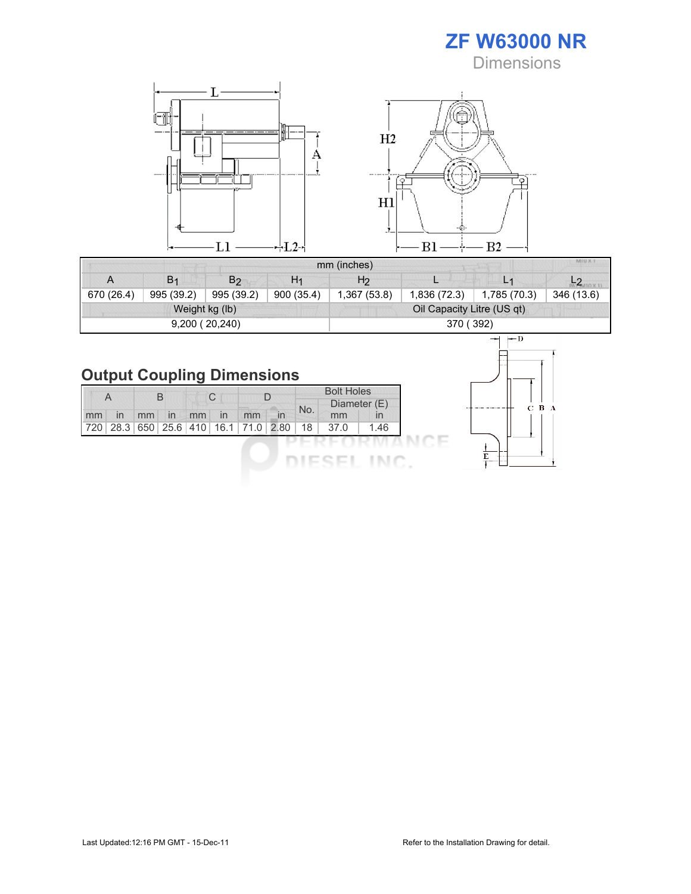# ZF W63000 NR

Dimensions

| mm (inches) | | | | | | | |
|---|---|---|---|---|---|---|---|
| A | $B_1$ | $B_2$ | $H_1$ | $H_2$ | L | $L_1$ | $L_2$ |
| 670 (26.4) | 995 (39.2) | 995 (39.2) | 900 (35.4) | 1,367 (53.8) | 1,836 (72.3) | 1,785 (70.3) | 346 (13.6) |
| Weight kg (lb) | | | | Oil Capacity Litre (US qt) | | | |
| 9,200 ( 20,240) | | | | 370 ( 392) | | | |

## Output Coupling Dimensions

| A | | B | | C | | D | | Bolt Holes | | |
|---|---|---|---|---|---|---|---|---|---|---|
| | | | | | | | | No. | Diameter (E) | |
| mm | in | mm | in | mm | in | mm | in | | mm | in |
| 720 | 28.3 | 650 | 25.6 | 410 | 16.1 | 71.0 | 2.80 | 18 | 37.0 | 1.46 |

Last Updated:12:16 PM GMT - 15-Dec-11

Refer to the Installation Drawing for detail.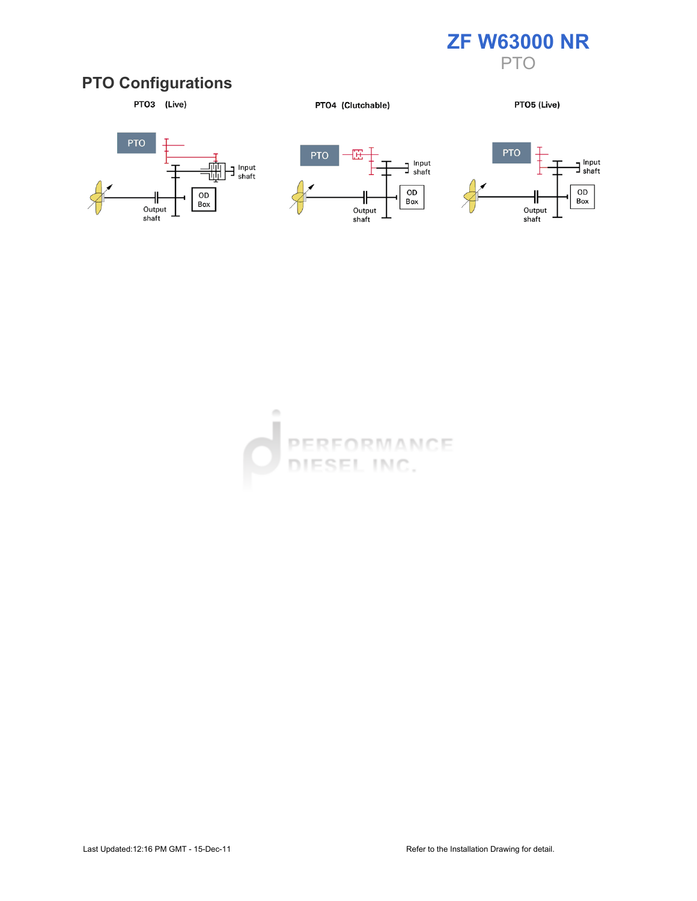# ZF W63000 NR

PTO

## PTO Configurations

PTO3 (Live)

PTO

Input shaft

OD Box

Output shaft

PTO4 (Clutchable)

PTO

Input shaft

OD Box

Output shaft

PTO5 (Live)

PTO

Input shaft

OD Box

Output shaft

Last Updated:12:16 PM GMT - 15-Dec-11

Refer to the Installation Drawing for detail.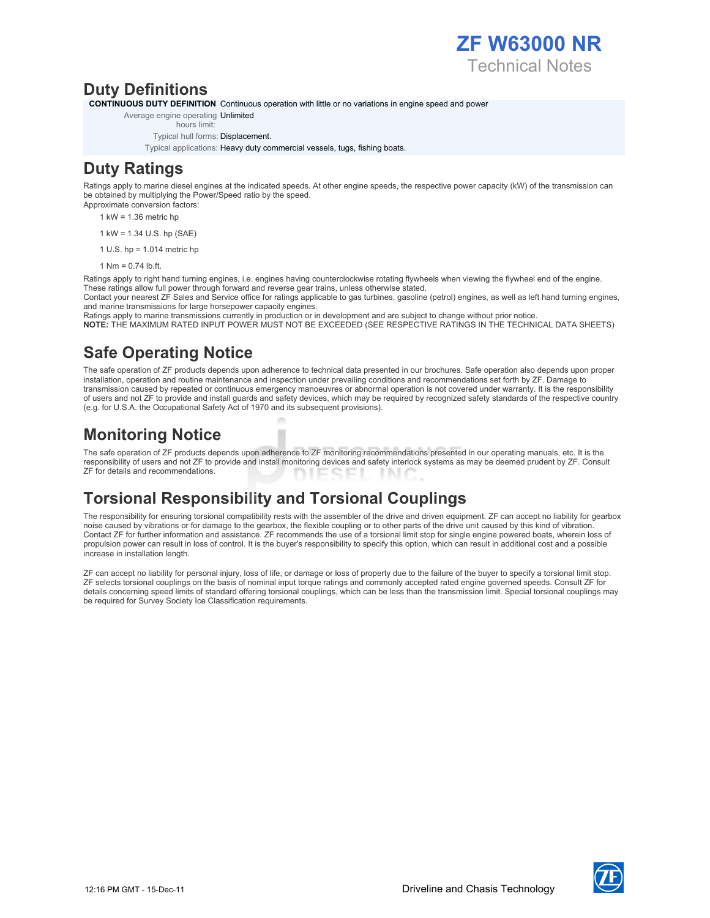# ZF W63000 NR
Technical Notes

## Duty Definitions

| | |
|---|---|
| **CONTINUOUS DUTY DEFINITION** | Continuous operation with little or no variations in engine speed and power |
| Average engine operating hours limit: | Unlimited |
| Typical hull forms: | Displacement. |
| Typical applications: | Heavy duty commercial vessels, tugs, fishing boats. |

## Duty Ratings

Ratings apply to marine diesel engines at the indicated speeds. At other engine speeds, the respective power capacity (kW) of the transmission can be obtained by multiplying the Power/Speed ratio by the speed.
Approximate conversion factors:

1 kW = 1.36 metric hp

1 kW = 1.34 U.S. hp (SAE)

1 U.S. hp = 1.014 metric hp

1 Nm = 0.74 lb.ft.

Ratings apply to right hand turning engines, i.e. engines having counterclockwise rotating flywheels when viewing the flywheel end of the engine. These ratings allow full power through forward and reverse gear trains, unless otherwise stated.
Contact your nearest ZF Sales and Service office for ratings applicable to gas turbines, gasoline (petrol) engines, as well as left hand turning engines, and marine transmissions for large horsepower capacity engines.
Ratings apply to marine transmissions currently in production or in development and are subject to change without prior notice.
**NOTE:** THE MAXIMUM RATED INPUT POWER MUST NOT BE EXCEEDED (SEE RESPECTIVE RATINGS IN THE TECHNICAL DATA SHEETS)

## Safe Operating Notice

The safe operation of ZF products depends upon adherence to technical data presented in our brochures. Safe operation also depends upon proper installation, operation and routine maintenance and inspection under prevailing conditions and recommendations set forth by ZF. Damage to transmission caused by repeated or continuous emergency manoeuvres or abnormal operation is not covered under warranty. It is the responsibility of users and not ZF to provide and install guards and safety devices, which may be required by recognized safety standards of the respective country (e.g. for U.S.A. the Occupational Safety Act of 1970 and its subsequent provisions).

## Monitoring Notice

The safe operation of ZF products depends upon adherence to ZF monitoring recommendations presented in our operating manuals, etc. It is the responsibility of users and not ZF to provide and install monitoring devices and safety interlock systems as may be deemed prudent by ZF. Consult ZF for details and recommendations.

## Torsional Responsibility and Torsional Couplings

The responsibility for ensuring torsional compatibility rests with the assembler of the drive and driven equipment. ZF can accept no liability for gearbox noise caused by vibrations or for damage to the gearbox, the flexible coupling or to other parts of the drive unit caused by this kind of vibration. Contact ZF for further information and assistance. ZF recommends the use of a torsional limit stop for single engine powered boats, wherein loss of propulsion power can result in loss of control. It is the buyer's responsibility to specify this option, which can result in additional cost and a possible increase in installation length.

ZF can accept no liability for personal injury, loss of life, or damage or loss of property due to the failure of the buyer to specify a torsional limit stop. ZF selects torsional couplings on the basis of nominal input torque ratings and commonly accepted rated engine governed speeds. Consult ZF for details concerning speed limits of standard offering torsional couplings, which can be less than the transmission limit. Special torsional couplings may be required for Survey Society Ice Classification requirements.

12:16 PM GMT - 15-Dec-11

Driveline and Chasis Technology